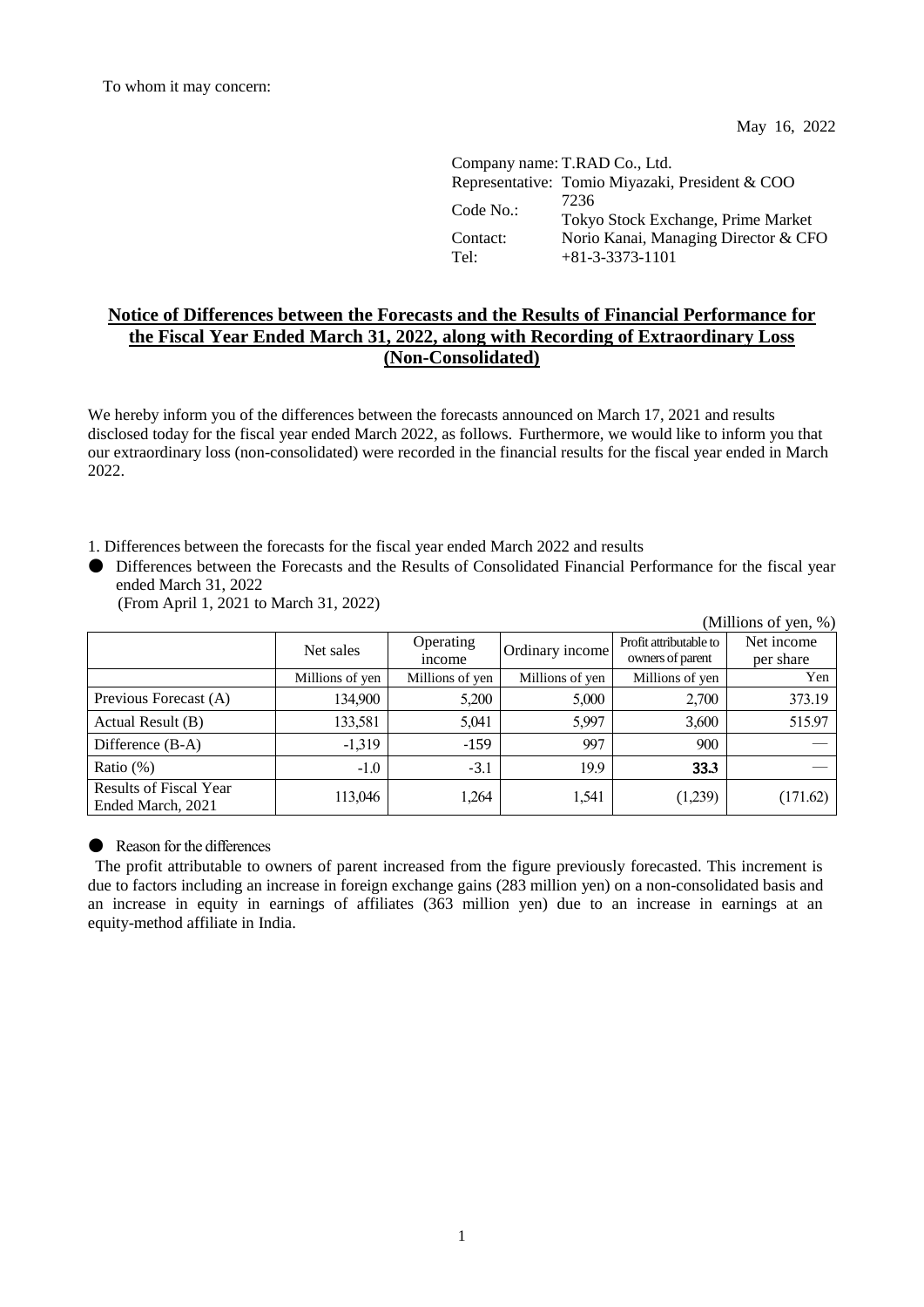To whom it may concern:

May 16, 2022

Company name: T.RAD Co., Ltd.
Representative: Tomio Miyazaki, President & COO
Code No.: 7236
Tokyo Stock Exchange, Prime Market
Contact: Norio Kanai, Managing Director & CFO
Tel: +81-3-3373-1101

## Notice of Differences between the Forecasts and the Results of Financial Performance for the Fiscal Year Ended March 31, 2022, along with Recording of Extraordinary Loss (Non-Consolidated)

We hereby inform you of the differences between the forecasts announced on March 17, 2021 and results disclosed today for the fiscal year ended March 2022, as follows. Furthermore, we would like to inform you that our extraordinary loss (non-consolidated) were recorded in the financial results for the fiscal year ended in March 2022.

1. Differences between the forecasts for the fiscal year ended March 2022 and results

● Differences between the Forecasts and the Results of Consolidated Financial Performance for the fiscal year ended March 31, 2022
(From April 1, 2021 to March 31, 2022)

(Millions of yen, %)

| | Net sales | Operating income | Ordinary income | Profit attributable to owners of parent | Net income per share |
|---|---|---|---|---|---|
| | Millions of yen | Millions of yen | Millions of yen | Millions of yen | Yen |
| Previous Forecast (A) | 134,900 | 5,200 | 5,000 | 2,700 | 373.19 |
| Actual Result (B) | 133,581 | 5,041 | 5,997 | 3,600 | 515.97 |
| Difference (B-A) | -1,319 | -159 | 997 | 900 | — |
| Ratio (%) | -1.0 | -3.1 | 19.9 | **33.3** | — |
| Results of Fiscal Year Ended March, 2021 | 113,046 | 1,264 | 1,541 | (1,239) | (171.62) |

● Reason for the differences

The profit attributable to owners of parent increased from the figure previously forecasted. This increment is due to factors including an increase in foreign exchange gains (283 million yen) on a non-consolidated basis and an increase in equity in earnings of affiliates (363 million yen) due to an increase in earnings at an equity-method affiliate in India.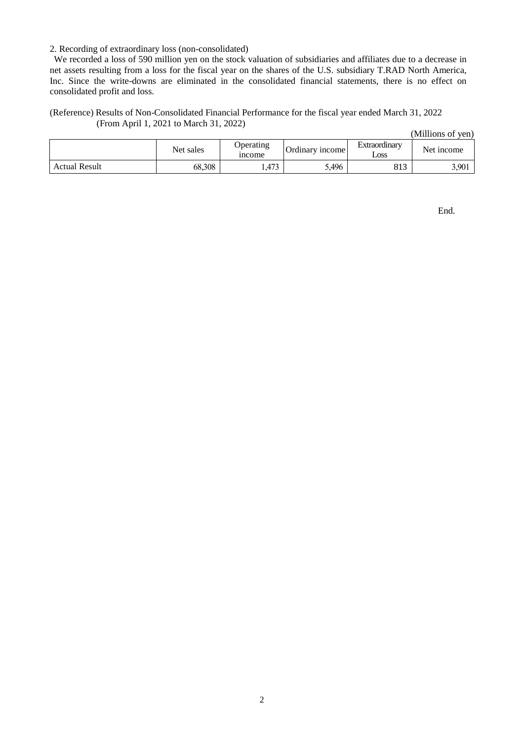2. Recording of extraordinary loss (non-consolidated)

We recorded a loss of 590 million yen on the stock valuation of subsidiaries and affiliates due to a decrease in net assets resulting from a loss for the fiscal year on the shares of the U.S. subsidiary T.RAD North America, Inc. Since the write-downs are eliminated in the consolidated financial statements, there is no effect on consolidated profit and loss.

(Reference) Results of Non-Consolidated Financial Performance for the fiscal year ended March 31, 2022
(From April 1, 2021 to March 31, 2022)

(Millions of yen)

| | Net sales | Operating income | Ordinary income | Extraordinary Loss | Net income |
|---|---|---|---|---|---|
| Actual Result | 68,308 | 1,473 | 5,496 | 813 | 3,901 |

End.